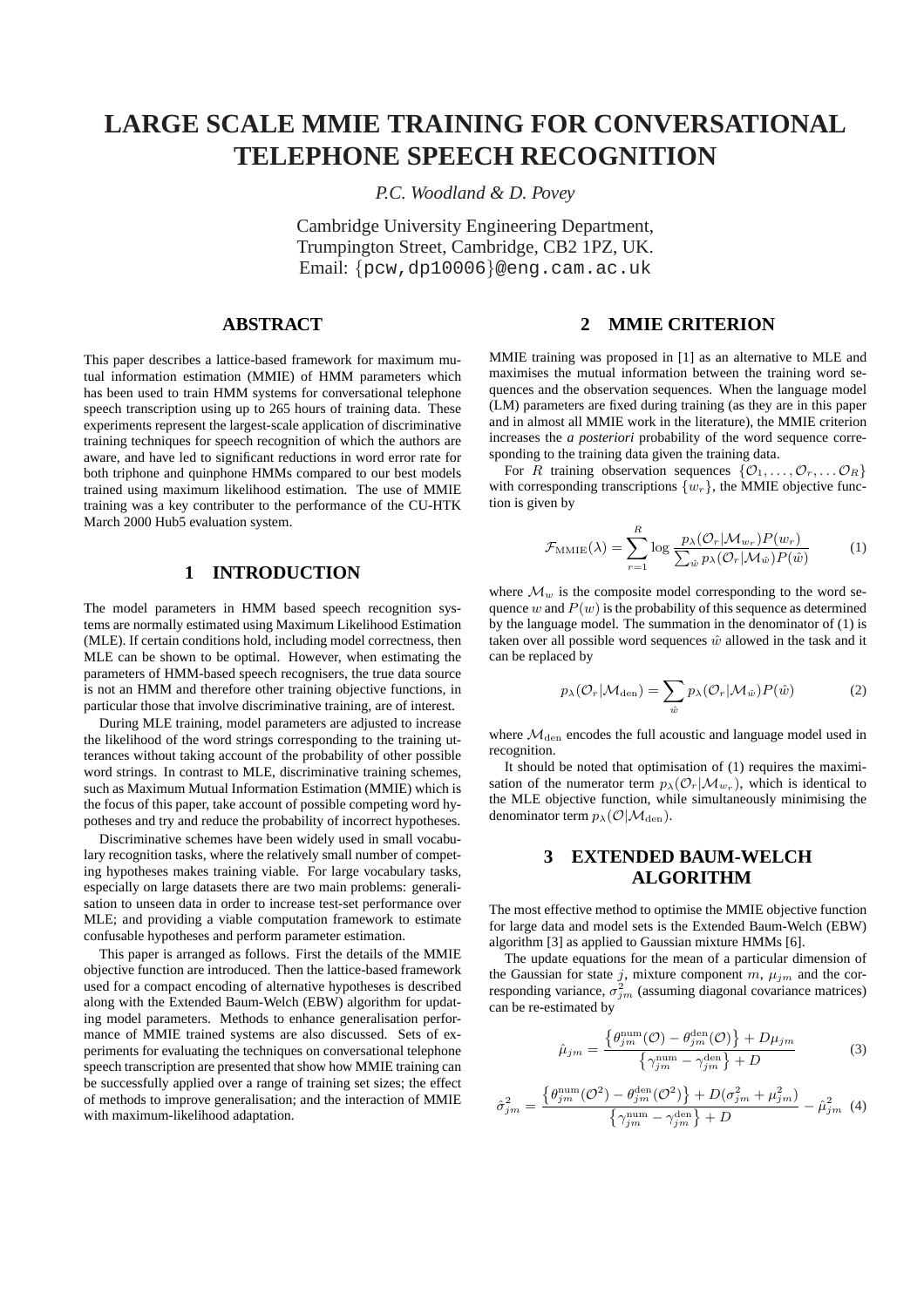// LARGE SCALE MMIE TRAINING FOR CONVERSATIONAL TELEPHONE SPEECH RECOGNITION

*P.C. Woodland & D. Povey*

Cambridge University Engineering Department,
Trumpington Street, Cambridge, CB2 1PZ, UK.
Email: {pcw,dp10006}@eng.cam.ac.uk

## ABSTRACT

This paper describes a lattice-based framework for maximum mutual information estimation (MMIE) of HMM parameters which has been used to train HMM systems for conversational telephone speech transcription using up to 265 hours of training data. These experiments represent the largest-scale application of discriminative training techniques for speech recognition of which the authors are aware, and have led to significant reductions in word error rate for both triphone and quinphone HMMs compared to our best models trained using maximum likelihood estimation. The use of MMIE training was a key contributer to the performance of the CU-HTK March 2000 Hub5 evaluation system.

## 1 INTRODUCTION

The model parameters in HMM based speech recognition systems are normally estimated using Maximum Likelihood Estimation (MLE). If certain conditions hold, including model correctness, then MLE can be shown to be optimal. However, when estimating the parameters of HMM-based speech recognisers, the true data source is not an HMM and therefore other training objective functions, in particular those that involve discriminative training, are of interest.

During MLE training, model parameters are adjusted to increase the likelihood of the word strings corresponding to the training utterances without taking account of the probability of other possible word strings. In contrast to MLE, discriminative training schemes, such as Maximum Mutual Information Estimation (MMIE) which is the focus of this paper, take account of possible competing word hypotheses and try and reduce the probability of incorrect hypotheses.

Discriminative schemes have been widely used in small vocabulary recognition tasks, where the relatively small number of competing hypotheses makes training viable. For large vocabulary tasks, especially on large datasets there are two main problems: generalisation to unseen data in order to increase test-set performance over MLE; and providing a viable computation framework to estimate confusable hypotheses and perform parameter estimation.

This paper is arranged as follows. First the details of the MMIE objective function are introduced. Then the lattice-based framework used for a compact encoding of alternative hypotheses is described along with the Extended Baum-Welch (EBW) algorithm for updating model parameters. Methods to enhance generalisation performance of MMIE trained systems are also discussed. Sets of experiments for evaluating the techniques on conversational telephone speech transcription are presented that show how MMIE training can be successfully applied over a range of training set sizes; the effect of methods to improve generalisation; and the interaction of MMIE with maximum-likelihood adaptation.

## 2 MMIE CRITERION

MMIE training was proposed in [1] as an alternative to MLE and maximises the mutual information between the training word sequences and the observation sequences. When the language model (LM) parameters are fixed during training (as they are in this paper and in almost all MMIE work in the literature), the MMIE criterion increases the *a posteriori* probability of the word sequence corresponding to the training data given the training data.

For $R$ training observation sequences $\{\mathcal{O}_1, \ldots, \mathcal{O}_r, \ldots \mathcal{O}_R\}$ with corresponding transcriptions $\{w_r\}$, the MMIE objective function is given by

$$\mathcal{F}_{\mathrm{MMIE}}(\lambda) = \sum_{r=1}^{R} \log \frac{p_\lambda(\mathcal{O}_r|\mathcal{M}_{w_r})P(w_r)}{\sum_{\hat{w}} p_\lambda(\mathcal{O}_r|\mathcal{M}_{\hat{w}})P(\hat{w})} \quad (1)$$

where $\mathcal{M}_w$ is the composite model corresponding to the word sequence $w$ and $P(w)$ is the probability of this sequence as determined by the language model. The summation in the denominator of (1) is taken over all possible word sequences $\hat{w}$ allowed in the task and it can be replaced by

$$p_\lambda(\mathcal{O}_r|\mathcal{M}_{\mathrm{den}}) = \sum_{\hat{w}} p_\lambda(\mathcal{O}_r|\mathcal{M}_{\hat{w}})P(\hat{w}) \quad (2)$$

where $\mathcal{M}_{\mathrm{den}}$ encodes the full acoustic and language model used in recognition.

It should be noted that optimisation of (1) requires the maximisation of the numerator term $p_\lambda(\mathcal{O}_r|\mathcal{M}_{w_r})$, which is identical to the MLE objective function, while simultaneously minimising the denominator term $p_\lambda(\mathcal{O}|\mathcal{M}_{\mathrm{den}})$.

## 3 EXTENDED BAUM-WELCH ALGORITHM

The most effective method to optimise the MMIE objective function for large data and model sets is the Extended Baum-Welch (EBW) algorithm [3] as applied to Gaussian mixture HMMs [6].

The update equations for the mean of a particular dimension of the Gaussian for state $j$, mixture component $m$, $\mu_{jm}$ and the corresponding variance, $\sigma^2_{jm}$ (assuming diagonal covariance matrices) can be re-estimated by

$$\hat{\mu}_{jm} = \frac{\left\{\theta^{\mathrm{num}}_{jm}(\mathcal{O}) - \theta^{\mathrm{den}}_{jm}(\mathcal{O})\right\} + D\mu_{jm}}{\left\{\gamma^{\mathrm{num}}_{jm} - \gamma^{\mathrm{den}}_{jm}\right\} + D} \quad (3)$$

$$\hat{\sigma}^2_{jm} = \frac{\left\{\theta^{\mathrm{num}}_{jm}(\mathcal{O}^2) - \theta^{\mathrm{den}}_{jm}(\mathcal{O}^2)\right\} + D(\sigma^2_{jm} + \mu^2_{jm})}{\left\{\gamma^{\mathrm{num}}_{jm} - \gamma^{\mathrm{den}}_{jm}\right\} + D} - \hat{\mu}^2_{jm} \quad (4)$$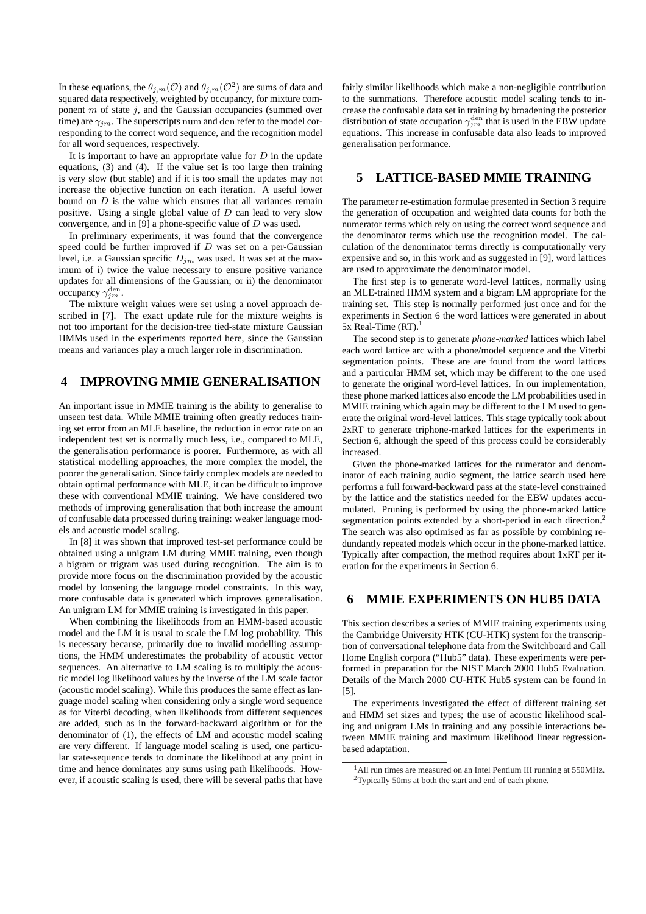In these equations, the $\theta_{j,m}(\mathcal{O})$ and $\theta_{j,m}(\mathcal{O}^2)$ are sums of data and squared data respectively, weighted by occupancy, for mixture component $m$ of state $j$, and the Gaussian occupancies (summed over time) are $\gamma_{jm}$. The superscripts $\mathrm{num}$ and $\mathrm{den}$ refer to the model corresponding to the correct word sequence, and the recognition model for all word sequences, respectively.

It is important to have an appropriate value for $D$ in the update equations, (3) and (4). If the value set is too large then training is very slow (but stable) and if it is too small the updates may not increase the objective function on each iteration. A useful lower bound on $D$ is the value which ensures that all variances remain positive. Using a single global value of $D$ can lead to very slow convergence, and in [9] a phone-specific value of $D$ was used.

In preliminary experiments, it was found that the convergence speed could be further improved if $D$ was set on a per-Gaussian level, i.e. a Gaussian specific $D_{jm}$ was used. It was set at the maximum of i) twice the value necessary to ensure positive variance updates for all dimensions of the Gaussian; or ii) the denominator occupancy $\gamma_{jm}^{\mathrm{den}}$.

The mixture weight values were set using a novel approach described in [7]. The exact update rule for the mixture weights is not too important for the decision-tree tied-state mixture Gaussian HMMs used in the experiments reported here, since the Gaussian means and variances play a much larger role in discrimination.

## 4 IMPROVING MMIE GENERALISATION

An important issue in MMIE training is the ability to generalise to unseen test data. While MMIE training often greatly reduces training set error from an MLE baseline, the reduction in error rate on an independent test set is normally much less, i.e., compared to MLE, the generalisation performance is poorer. Furthermore, as with all statistical modelling approaches, the more complex the model, the poorer the generalisation. Since fairly complex models are needed to obtain optimal performance with MLE, it can be difficult to improve these with conventional MMIE training. We have considered two methods of improving generalisation that both increase the amount of confusable data processed during training: weaker language models and acoustic model scaling.

In [8] it was shown that improved test-set performance could be obtained using a unigram LM during MMIE training, even though a bigram or trigram was used during recognition. The aim is to provide more focus on the discrimination provided by the acoustic model by loosening the language model constraints. In this way, more confusable data is generated which improves generalisation. An unigram LM for MMIE training is investigated in this paper.

When combining the likelihoods from an HMM-based acoustic model and the LM it is usual to scale the LM log probability. This is necessary because, primarily due to invalid modelling assumptions, the HMM underestimates the probability of acoustic vector sequences. An alternative to LM scaling is to multiply the acoustic model log likelihood values by the inverse of the LM scale factor (acoustic model scaling). While this produces the same effect as language model scaling when considering only a single word sequence as for Viterbi decoding, when likelihoods from different sequences are added, such as in the forward-backward algorithm or for the denominator of (1), the effects of LM and acoustic model scaling are very different. If language model scaling is used, one particular state-sequence tends to dominate the likelihood at any point in time and hence dominates any sums using path likelihoods. However, if acoustic scaling is used, there will be several paths that have fairly similar likelihoods which make a non-negligible contribution to the summations. Therefore acoustic model scaling tends to increase the confusable data set in training by broadening the posterior distribution of state occupation $\gamma_{jm}^{\mathrm{den}}$ that is used in the EBW update equations. This increase in confusable data also leads to improved generalisation performance.

## 5 LATTICE-BASED MMIE TRAINING

The parameter re-estimation formulae presented in Section 3 require the generation of occupation and weighted data counts for both the numerator terms which rely on using the correct word sequence and the denominator terms which use the recognition model. The calculation of the denominator terms directly is computationally very expensive and so, in this work and as suggested in [9], word lattices are used to approximate the denominator model.

The first step is to generate word-level lattices, normally using an MLE-trained HMM system and a bigram LM appropriate for the training set. This step is normally performed just once and for the experiments in Section 6 the word lattices were generated in about 5x Real-Time (RT).[1]

The second step is to generate *phone-marked* lattices which label each word lattice arc with a phone/model sequence and the Viterbi segmentation points. These are found from the word lattices and a particular HMM set, which may be different to the one used to generate the original word-level lattices. In our implementation, these phone marked lattices also encode the LM probabilities used in MMIE training which again may be different to the LM used to generate the original word-level lattices. This stage typically took about 2xRT to generate triphone-marked lattices for the experiments in Section 6, although the speed of this process could be considerably increased.

Given the phone-marked lattices for the numerator and denominator of each training audio segment, the lattice search used here performs a full forward-backward pass at the state-level constrained by the lattice and the statistics needed for the EBW updates accumulated. Pruning is performed by using the phone-marked lattice segmentation points extended by a short-period in each direction.[2] The search was also optimised as far as possible by combining redundantly repeated models which occur in the phone-marked lattice. Typically after compaction, the method requires about 1xRT per iteration for the experiments in Section 6.

## 6 MMIE EXPERIMENTS ON HUB5 DATA

This section describes a series of MMIE training experiments using the Cambridge University HTK (CU-HTK) system for the transcription of conversational telephone data from the Switchboard and Call Home English corpora ("Hub5" data). These experiments were performed in preparation for the NIST March 2000 Hub5 Evaluation. Details of the March 2000 CU-HTK Hub5 system can be found in [5].

The experiments investigated the effect of different training set and HMM set sizes and types; the use of acoustic likelihood scaling and unigram LMs in training and any possible interactions between MMIE training and maximum likelihood linear regression-based adaptation.

[1] All run times are measured on an Intel Pentium III running at 550MHz.

[2] Typically 50ms at both the start and end of each phone.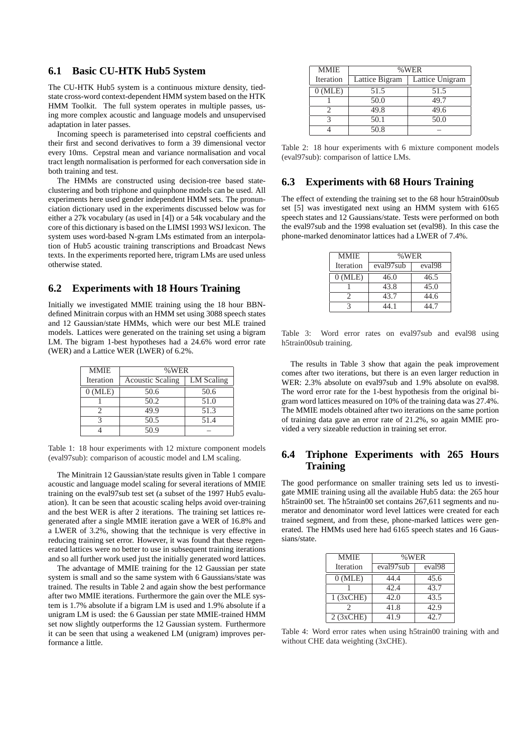### 6.1 Basic CU-HTK Hub5 System

The CU-HTK Hub5 system is a continuous mixture density, tied-state cross-word context-dependent HMM system based on the HTK HMM Toolkit. The full system operates in multiple passes, using more complex acoustic and language models and unsupervised adaptation in later passes.

Incoming speech is parameterised into cepstral coefficients and their first and second derivatives to form a 39 dimensional vector every 10ms. Cepstral mean and variance normalisation and vocal tract length normalisation is performed for each conversation side in both training and test.

The HMMs are constructed using decision-tree based state-clustering and both triphone and quinphone models can be used. All experiments here used gender independent HMM sets. The pronunciation dictionary used in the experiments discussed below was for either a 27k vocabulary (as used in [4]) or a 54k vocabulary and the core of this dictionary is based on the LIMSI 1993 WSJ lexicon. The system uses word-based N-gram LMs estimated from an interpolation of Hub5 acoustic training transcriptions and Broadcast News texts. In the experiments reported here, trigram LMs are used unless otherwise stated.

### 6.2 Experiments with 18 Hours Training

Initially we investigated MMIE training using the 18 hour BBN-defined Minitrain corpus with an HMM set using 3088 speech states and 12 Gaussian/state HMMs, which were our best MLE trained models. Lattices were generated on the training set using a bigram LM. The bigram 1-best hypotheses had a 24.6% word error rate (WER) and a Lattice WER (LWER) of 6.2%.

| MMIE | %WER | |
|---|---|---|
| Iteration | Acoustic Scaling | LM Scaling |
| 0 (MLE) | 50.6 | 50.6 |
| 1 | 50.2 | 51.0 |
| 2 | 49.9 | 51.3 |
| 3 | 50.5 | 51.4 |
| 4 | 50.9 | – |

Table 1: 18 hour experiments with 12 mixture component models (eval97sub): comparison of acoustic model and LM scaling.

The Minitrain 12 Gaussian/state results given in Table 1 compare acoustic and language model scaling for several iterations of MMIE training on the eval97sub test set (a subset of the 1997 Hub5 evaluation). It can be seen that acoustic scaling helps avoid over-training and the best WER is after 2 iterations. The training set lattices regenerated after a single MMIE iteration gave a WER of 16.8% and a LWER of 3.2%, showing that the technique is very effective in reducing training set error. However, it was found that these regenerated lattices were no better to use in subsequent training iterations and so all further work used just the initially generated word lattices.

The advantage of MMIE training for the 12 Gaussian per state system is small and so the same system with 6 Gaussians/state was trained. The results in Table 2 and again show the best performance after two MMIE iterations. Furthermore the gain over the MLE system is 1.7% absolute if a bigram LM is used and 1.9% absolute if a unigram LM is used: the 6 Gaussian per state MMIE-trained HMM set now slightly outperforms the 12 Gaussian system. Furthermore it can be seen that using a weakened LM (unigram) improves performance a little.

| MMIE | %WER | |
|---|---|---|
| Iteration | Lattice Bigram | Lattice Unigram |
| 0 (MLE) | 51.5 | 51.5 |
| 1 | 50.0 | 49.7 |
| 2 | 49.8 | 49.6 |
| 3 | 50.1 | 50.0 |
| 4 | 50.8 | – |

Table 2: 18 hour experiments with 6 mixture component models (eval97sub): comparison of lattice LMs.

### 6.3 Experiments with 68 Hours Training

The effect of extending the training set to the 68 hour h5train00sub set [5] was investigated next using an HMM system with 6165 speech states and 12 Gaussians/state. Tests were performed on both the eval97sub and the 1998 evaluation set (eval98). In this case the phone-marked denominator lattices had a LWER of 7.4%.

| MMIE | %WER | |
|---|---|---|
| Iteration | eval97sub | eval98 |
| 0 (MLE) | 46.0 | 46.5 |
| 1 | 43.8 | 45.0 |
| 2 | 43.7 | 44.6 |
| 3 | 44.1 | 44.7 |

Table 3: Word error rates on eval97sub and eval98 using h5train00sub training.

The results in Table 3 show that again the peak improvement comes after two iterations, but there is an even larger reduction in WER: 2.3% absolute on eval97sub and 1.9% absolute on eval98. The word error rate for the 1-best hypothesis from the original bigram word lattices measured on 10% of the training data was 27.4%. The MMIE models obtained after two iterations on the same portion of training data gave an error rate of 21.2%, so again MMIE provided a very sizeable reduction in training set error.

### 6.4 Triphone Experiments with 265 Hours Training

The good performance on smaller training sets led us to investigate MMIE training using all the available Hub5 data: the 265 hour h5train00 set. The h5train00 set contains 267,611 segments and numerator and denominator word level lattices were created for each trained segment, and from these, phone-marked lattices were generated. The HMMs used here had 6165 speech states and 16 Gaussians/state.

| MMIE | %WER | |
|---|---|---|
| Iteration | eval97sub | eval98 |
| 0 (MLE) | 44.4 | 45.6 |
| 1 | 42.4 | 43.7 |
| 1 (3xCHE) | 42.0 | 43.5 |
| 2 | 41.8 | 42.9 |
| 2 (3xCHE) | 41.9 | 42.7 |

Table 4: Word error rates when using h5train00 training with and without CHE data weighting (3xCHE).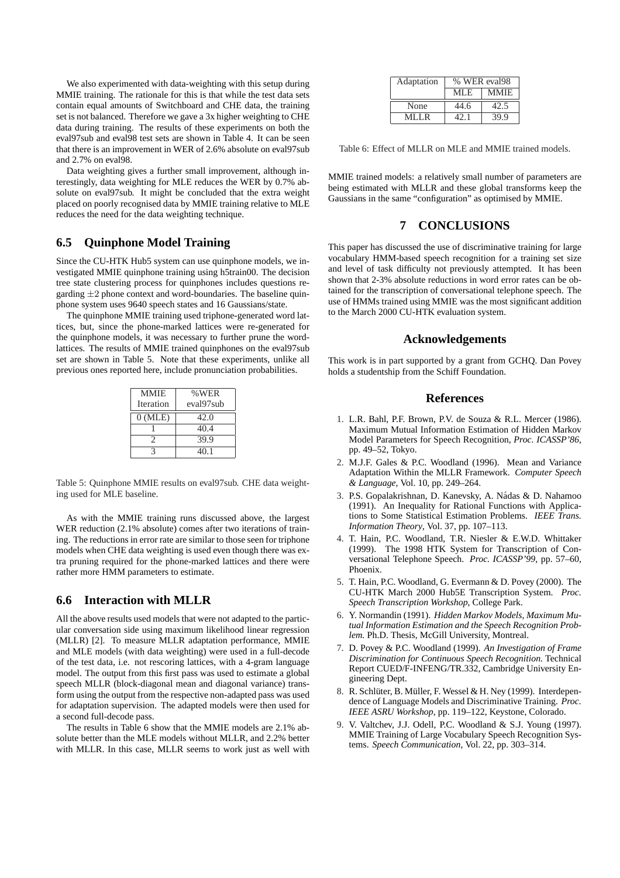We also experimented with data-weighting with this setup during MMIE training. The rationale for this is that while the test data sets contain equal amounts of Switchboard and CHE data, the training set is not balanced. Therefore we gave a 3x higher weighting to CHE data during training. The results of these experiments on both the eval97sub and eval98 test sets are shown in Table 4. It can be seen that there is an improvement in WER of 2.6% absolute on eval97sub and 2.7% on eval98.

Data weighting gives a further small improvement, although interestingly, data weighting for MLE reduces the WER by 0.7% absolute on eval97sub. It might be concluded that the extra weight placed on poorly recognised data by MMIE training relative to MLE reduces the need for the data weighting technique.

## 6.5 Quinphone Model Training

Since the CU-HTK Hub5 system can use quinphone models, we investigated MMIE quinphone training using h5train00. The decision tree state clustering process for quinphones includes questions regarding $\pm 2$ phone context and word-boundaries. The baseline quinphone system uses 9640 speech states and 16 Gaussians/state.

The quinphone MMIE training used triphone-generated word lattices, but, since the phone-marked lattices were re-generated for the quinphone models, it was necessary to further prune the word-lattices. The results of MMIE trained quinphones on the eval97sub set are shown in Table 5. Note that these experiments, unlike all previous ones reported here, include pronunciation probabilities.

| MMIE Iteration | %WER eval97sub |
|---|---|
| 0 (MLE) | 42.0 |
| 1 | 40.4 |
| 2 | 39.9 |
| 3 | 40.1 |

Table 5: Quinphone MMIE results on eval97sub. CHE data weighting used for MLE baseline.

As with the MMIE training runs discussed above, the largest WER reduction (2.1% absolute) comes after two iterations of training. The reductions in error rate are similar to those seen for triphone models when CHE data weighting is used even though there was extra pruning required for the phone-marked lattices and there were rather more HMM parameters to estimate.

## 6.6 Interaction with MLLR

All the above results used models that were not adapted to the particular conversation side using maximum likelihood linear regression (MLLR) [2]. To measure MLLR adaptation performance, MMIE and MLE models (with data weighting) were used in a full-decode of the test data, i.e. not rescoring lattices, with a 4-gram language model. The output from this first pass was used to estimate a global speech MLLR (block-diagonal mean and diagonal variance) transform using the output from the respective non-adapted pass was used for adaptation supervision. The adapted models were then used for a second full-decode pass.

The results in Table 6 show that the MMIE models are 2.1% absolute better than the MLE models without MLLR, and 2.2% better with MLLR. In this case, MLLR seems to work just as well with MMIE trained models: a relatively small number of parameters are being estimated with MLLR and these global transforms keep the Gaussians in the same "configuration" as optimised by MMIE.

| Adaptation | % WER eval98 | |
|---|---|---|
| | MLE | MMIE |
| None | 44.6 | 42.5 |
| MLLR | 42.1 | 39.9 |

Table 6: Effect of MLLR on MLE and MMIE trained models.

# 7 CONCLUSIONS

This paper has discussed the use of discriminative training for large vocabulary HMM-based speech recognition for a training set size and level of task difficulty not previously attempted. It has been shown that 2-3% absolute reductions in word error rates can be obtained for the transcription of conversational telephone speech. The use of HMMs trained using MMIE was the most significant addition to the March 2000 CU-HTK evaluation system.

## Acknowledgements

This work is in part supported by a grant from GCHQ. Dan Povey holds a studentship from the Schiff Foundation.

## References

1. L.R. Bahl, P.F. Brown, P.V. de Souza & R.L. Mercer (1986). Maximum Mutual Information Estimation of Hidden Markov Model Parameters for Speech Recognition, *Proc. ICASSP'86*, pp. 49–52, Tokyo.
2. M.J.F. Gales & P.C. Woodland (1996). Mean and Variance Adaptation Within the MLLR Framework. *Computer Speech & Language*, Vol. 10, pp. 249–264.
3. P.S. Gopalakrishnan, D. Kanevsky, A. Nádas & D. Nahamoo (1991). An Inequality for Rational Functions with Applications to Some Statistical Estimation Problems. *IEEE Trans. Information Theory*, Vol. 37, pp. 107–113.
4. T. Hain, P.C. Woodland, T.R. Niesler & E.W.D. Whittaker (1999). The 1998 HTK System for Transcription of Conversational Telephone Speech. *Proc. ICASSP'99*, pp. 57–60, Phoenix.
5. T. Hain, P.C. Woodland, G. Evermann & D. Povey (2000). The CU-HTK March 2000 Hub5E Transcription System. *Proc. Speech Transcription Workshop*, College Park.
6. Y. Normandin (1991). *Hidden Markov Models, Maximum Mutual Information Estimation and the Speech Recognition Problem.* Ph.D. Thesis, McGill University, Montreal.
7. D. Povey & P.C. Woodland (1999). *An Investigation of Frame Discrimination for Continuous Speech Recognition.* Technical Report CUED/F-INFENG/TR.332, Cambridge University Engineering Dept.
8. R. Schlüter, B. Müller, F. Wessel & H. Ney (1999). Interdependence of Language Models and Discriminative Training. *Proc. IEEE ASRU Workshop*, pp. 119–122, Keystone, Colorado.
9. V. Valtchev, J.J. Odell, P.C. Woodland & S.J. Young (1997). MMIE Training of Large Vocabulary Speech Recognition Systems. *Speech Communication*, Vol. 22, pp. 303–314.